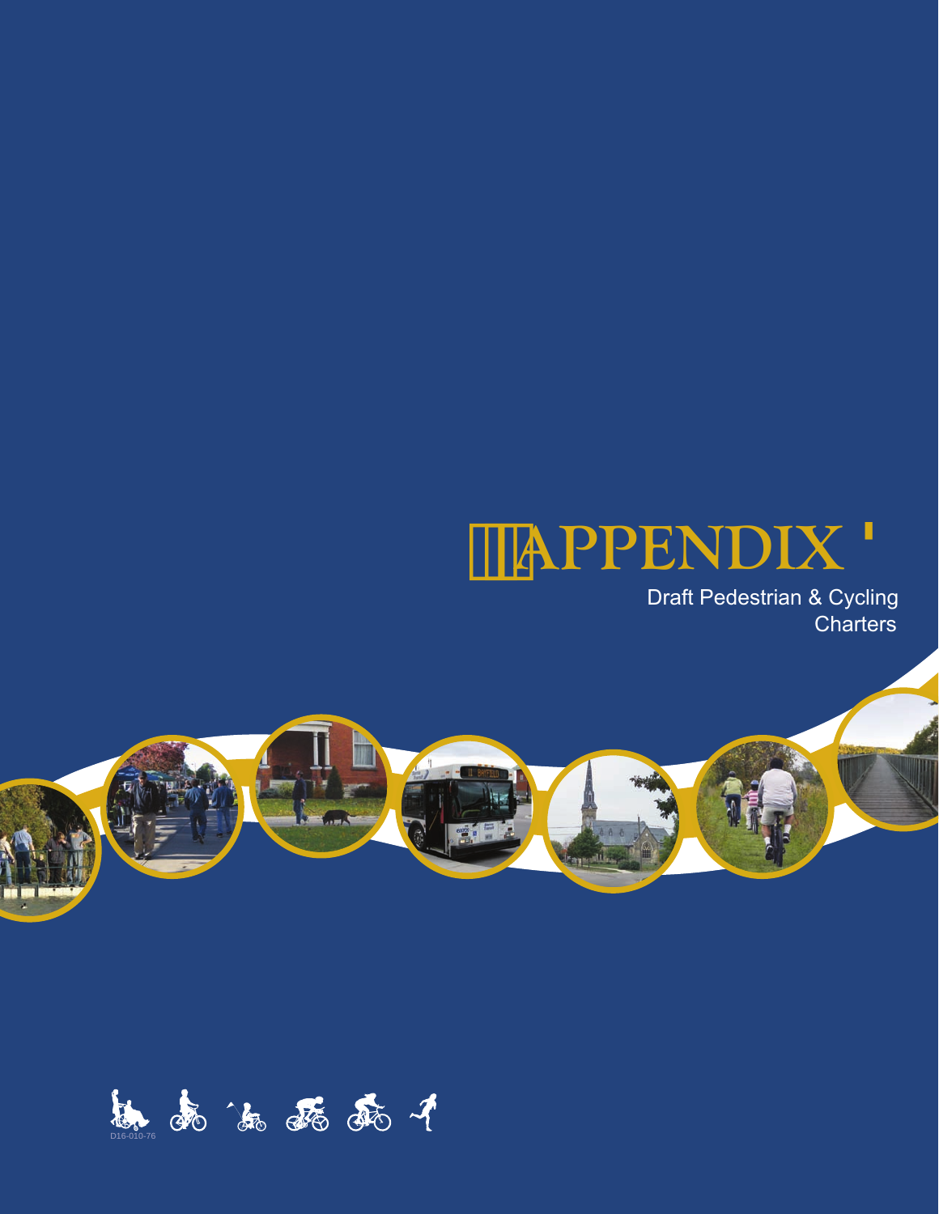# APPENDIX '

Draft Pedestrian & Cycling Charters

D16-010-76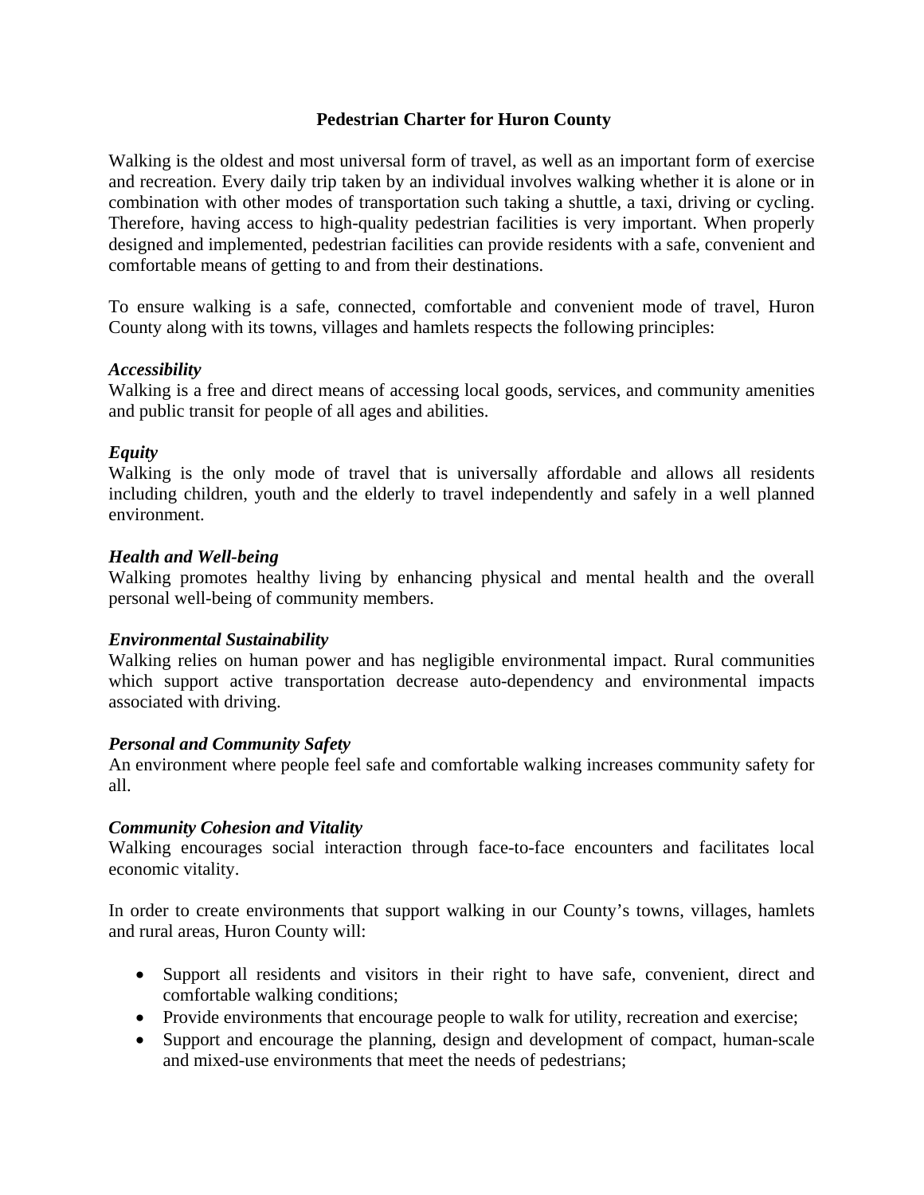# Pedestrian Charter for Huron County

Walking is the oldest and most universal form of travel, as well as an important form of exercise and recreation. Every daily trip taken by an individual involves walking whether it is alone or in combination with other modes of transportation such taking a shuttle, a taxi, driving or cycling. Therefore, having access to high-quality pedestrian facilities is very important. When properly designed and implemented, pedestrian facilities can provide residents with a safe, convenient and comfortable means of getting to and from their destinations.

To ensure walking is a safe, connected, comfortable and convenient mode of travel, Huron County along with its towns, villages and hamlets respects the following principles:

***Accessibility***
Walking is a free and direct means of accessing local goods, services, and community amenities and public transit for people of all ages and abilities.

***Equity***
Walking is the only mode of travel that is universally affordable and allows all residents including children, youth and the elderly to travel independently and safely in a well planned environment.

***Health and Well-being***
Walking promotes healthy living by enhancing physical and mental health and the overall personal well-being of community members.

***Environmental Sustainability***
Walking relies on human power and has negligible environmental impact. Rural communities which support active transportation decrease auto-dependency and environmental impacts associated with driving.

***Personal and Community Safety***
An environment where people feel safe and comfortable walking increases community safety for all.

***Community Cohesion and Vitality***
Walking encourages social interaction through face-to-face encounters and facilitates local economic vitality.

In order to create environments that support walking in our County's towns, villages, hamlets and rural areas, Huron County will:

- Support all residents and visitors in their right to have safe, convenient, direct and comfortable walking conditions;
- Provide environments that encourage people to walk for utility, recreation and exercise;
- Support and encourage the planning, design and development of compact, human-scale and mixed-use environments that meet the needs of pedestrians;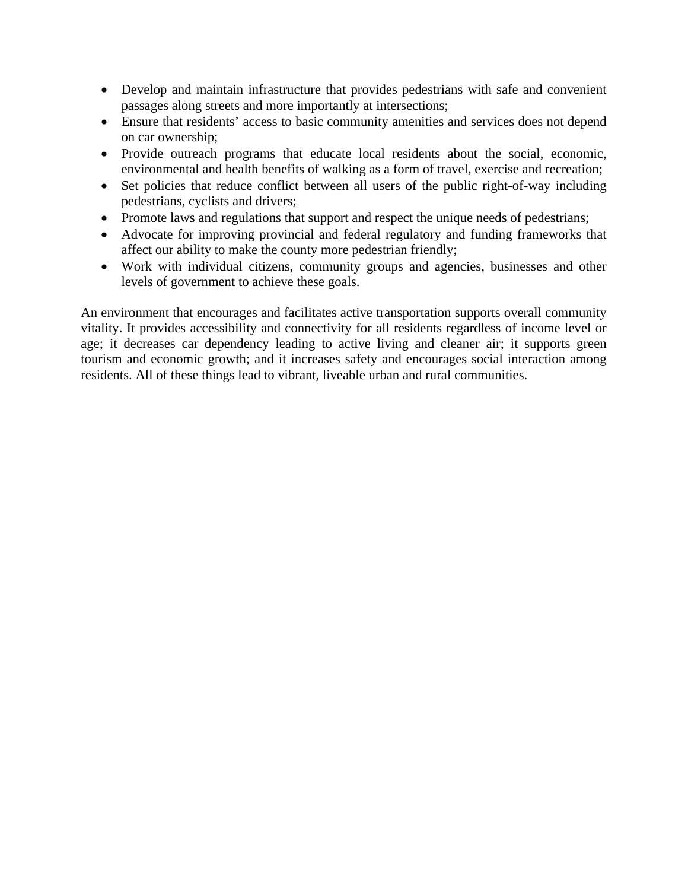- Develop and maintain infrastructure that provides pedestrians with safe and convenient passages along streets and more importantly at intersections;
- Ensure that residents' access to basic community amenities and services does not depend on car ownership;
- Provide outreach programs that educate local residents about the social, economic, environmental and health benefits of walking as a form of travel, exercise and recreation;
- Set policies that reduce conflict between all users of the public right-of-way including pedestrians, cyclists and drivers;
- Promote laws and regulations that support and respect the unique needs of pedestrians;
- Advocate for improving provincial and federal regulatory and funding frameworks that affect our ability to make the county more pedestrian friendly;
- Work with individual citizens, community groups and agencies, businesses and other levels of government to achieve these goals.

An environment that encourages and facilitates active transportation supports overall community vitality. It provides accessibility and connectivity for all residents regardless of income level or age; it decreases car dependency leading to active living and cleaner air; it supports green tourism and economic growth; and it increases safety and encourages social interaction among residents. All of these things lead to vibrant, liveable urban and rural communities.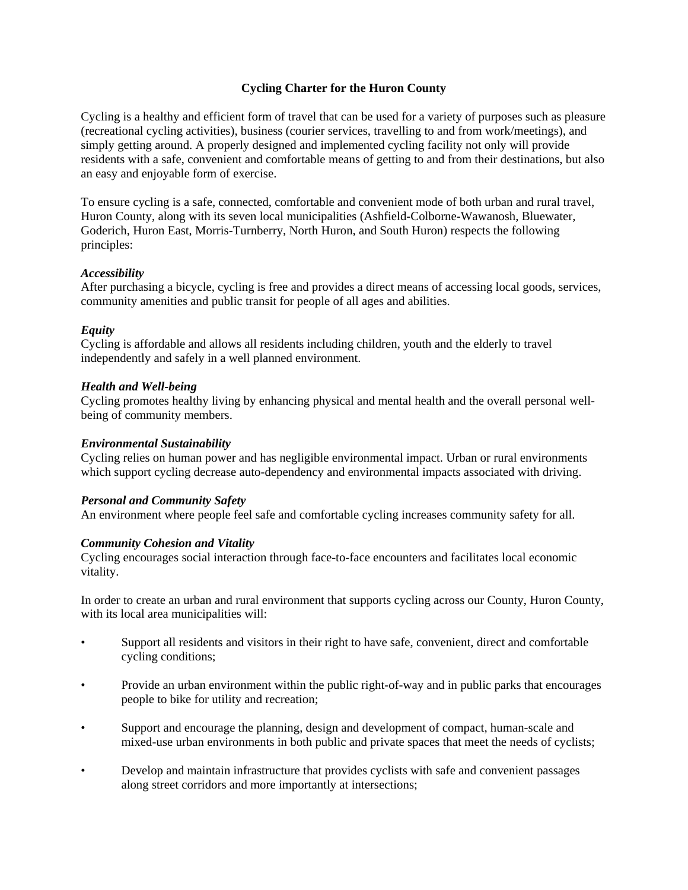# Cycling Charter for the Huron County

Cycling is a healthy and efficient form of travel that can be used for a variety of purposes such as pleasure (recreational cycling activities), business (courier services, travelling to and from work/meetings), and simply getting around. A properly designed and implemented cycling facility not only will provide residents with a safe, convenient and comfortable means of getting to and from their destinations, but also an easy and enjoyable form of exercise.

To ensure cycling is a safe, connected, comfortable and convenient mode of both urban and rural travel, Huron County, along with its seven local municipalities (Ashfield-Colborne-Wawanosh, Bluewater, Goderich, Huron East, Morris-Turnberry, North Huron, and South Huron) respects the following principles:

***Accessibility***
After purchasing a bicycle, cycling is free and provides a direct means of accessing local goods, services, community amenities and public transit for people of all ages and abilities.

***Equity***
Cycling is affordable and allows all residents including children, youth and the elderly to travel independently and safely in a well planned environment.

***Health and Well-being***
Cycling promotes healthy living by enhancing physical and mental health and the overall personal well-being of community members.

***Environmental Sustainability***
Cycling relies on human power and has negligible environmental impact. Urban or rural environments which support cycling decrease auto-dependency and environmental impacts associated with driving.

***Personal and Community Safety***
An environment where people feel safe and comfortable cycling increases community safety for all.

***Community Cohesion and Vitality***
Cycling encourages social interaction through face-to-face encounters and facilitates local economic vitality.

In order to create an urban and rural environment that supports cycling across our County, Huron County, with its local area municipalities will:

- Support all residents and visitors in their right to have safe, convenient, direct and comfortable cycling conditions;
- Provide an urban environment within the public right-of-way and in public parks that encourages people to bike for utility and recreation;
- Support and encourage the planning, design and development of compact, human-scale and mixed-use urban environments in both public and private spaces that meet the needs of cyclists;
- Develop and maintain infrastructure that provides cyclists with safe and convenient passages along street corridors and more importantly at intersections;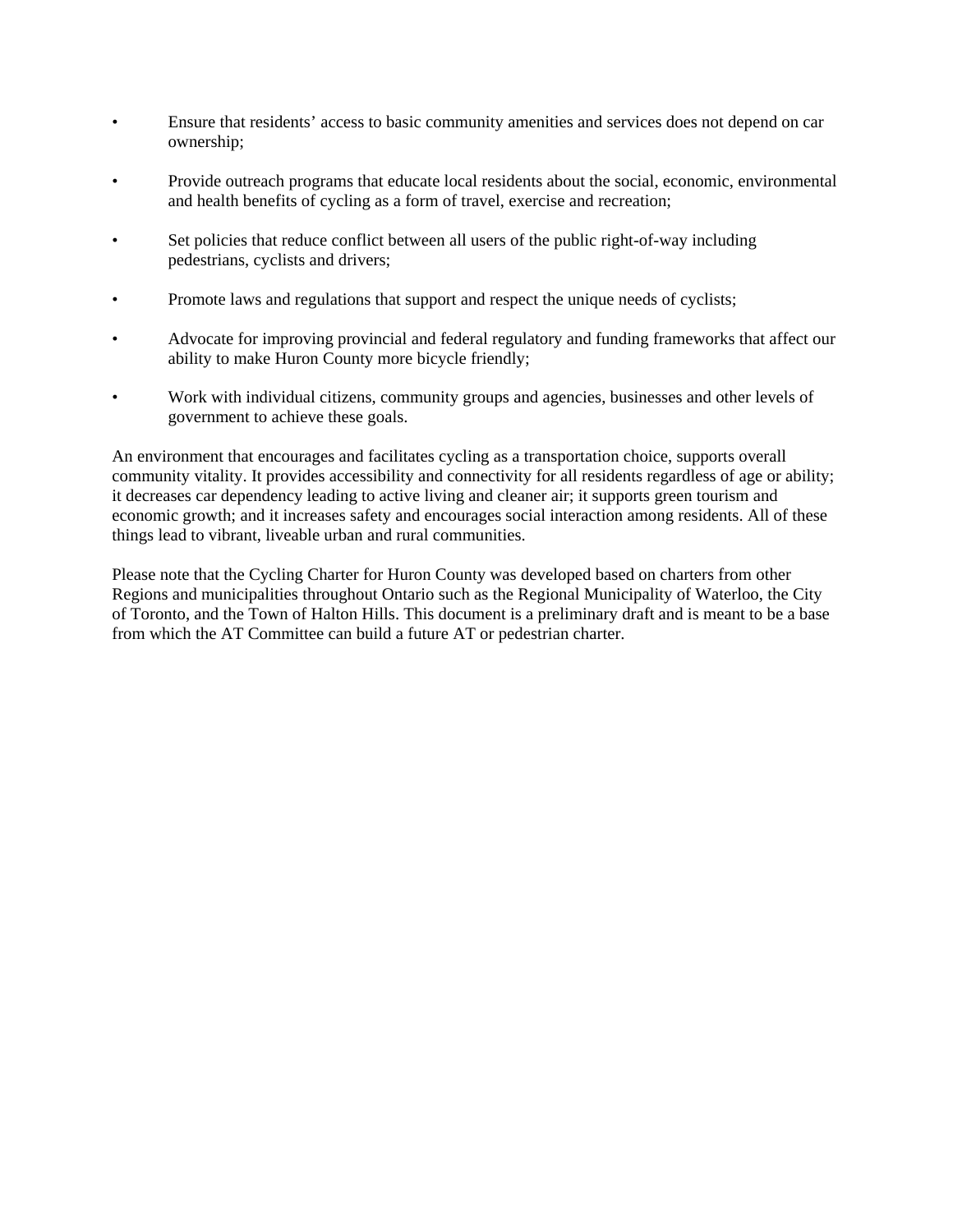- Ensure that residents' access to basic community amenities and services does not depend on car ownership;
- Provide outreach programs that educate local residents about the social, economic, environmental and health benefits of cycling as a form of travel, exercise and recreation;
- Set policies that reduce conflict between all users of the public right-of-way including pedestrians, cyclists and drivers;
- Promote laws and regulations that support and respect the unique needs of cyclists;
- Advocate for improving provincial and federal regulatory and funding frameworks that affect our ability to make Huron County more bicycle friendly;
- Work with individual citizens, community groups and agencies, businesses and other levels of government to achieve these goals.

An environment that encourages and facilitates cycling as a transportation choice, supports overall community vitality. It provides accessibility and connectivity for all residents regardless of age or ability; it decreases car dependency leading to active living and cleaner air; it supports green tourism and economic growth; and it increases safety and encourages social interaction among residents. All of these things lead to vibrant, liveable urban and rural communities.

Please note that the Cycling Charter for Huron County was developed based on charters from other Regions and municipalities throughout Ontario such as the Regional Municipality of Waterloo, the City of Toronto, and the Town of Halton Hills. This document is a preliminary draft and is meant to be a base from which the AT Committee can build a future AT or pedestrian charter.